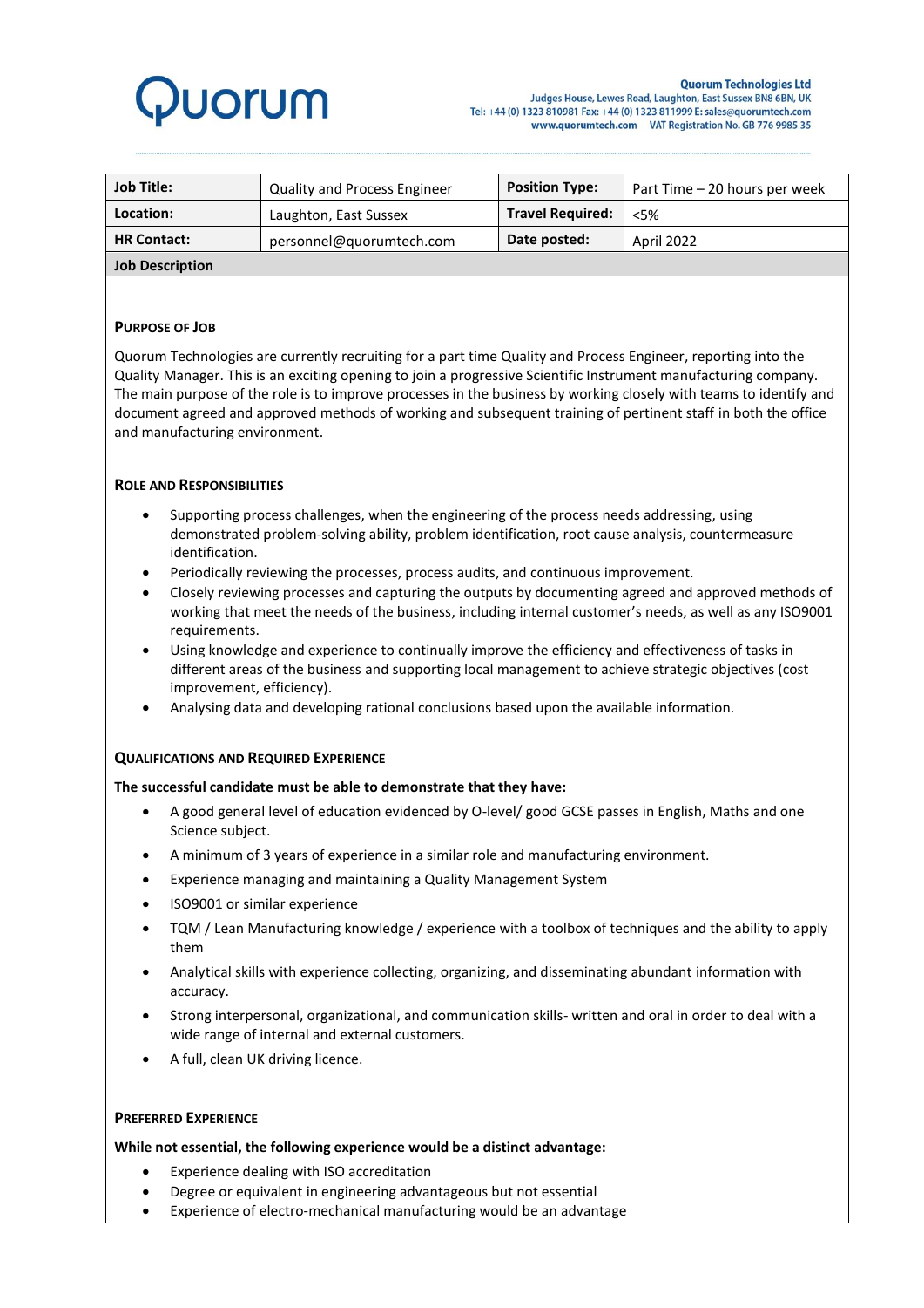# Quorum

**Quorum Technologies Ltd**
Judges House, Lewes Road, Laughton, East Sussex BN8 6BN, UK
Tel: +44 (0) 1323 810981 Fax: +44 (0) 1323 811999 E: sales@quorumtech.com
www.quorumtech.com VAT Registration No. GB 776 9985 35

| **Job Title:** | Quality and Process Engineer | **Position Type:** | Part Time – 20 hours per week |
|---|---|---|---|
| **Location:** | Laughton, East Sussex | **Travel Required:** | <5% |
| **HR Contact:** | personnel@quorumtech.com | **Date posted:** | April 2022 |

**Job Description**

### PURPOSE OF JOB

Quorum Technologies are currently recruiting for a part time Quality and Process Engineer, reporting into the Quality Manager. This is an exciting opening to join a progressive Scientific Instrument manufacturing company. The main purpose of the role is to improve processes in the business by working closely with teams to identify and document agreed and approved methods of working and subsequent training of pertinent staff in both the office and manufacturing environment.

### ROLE AND RESPONSIBILITIES

- Supporting process challenges, when the engineering of the process needs addressing, using demonstrated problem-solving ability, problem identification, root cause analysis, countermeasure identification.
- Periodically reviewing the processes, process audits, and continuous improvement.
- Closely reviewing processes and capturing the outputs by documenting agreed and approved methods of working that meet the needs of the business, including internal customer's needs, as well as any ISO9001 requirements.
- Using knowledge and experience to continually improve the efficiency and effectiveness of tasks in different areas of the business and supporting local management to achieve strategic objectives (cost improvement, efficiency).
- Analysing data and developing rational conclusions based upon the available information.

### QUALIFICATIONS AND REQUIRED EXPERIENCE

**The successful candidate must be able to demonstrate that they have:**

- A good general level of education evidenced by O-level/ good GCSE passes in English, Maths and one Science subject.
- A minimum of 3 years of experience in a similar role and manufacturing environment.
- Experience managing and maintaining a Quality Management System
- ISO9001 or similar experience
- TQM / Lean Manufacturing knowledge / experience with a toolbox of techniques and the ability to apply them
- Analytical skills with experience collecting, organizing, and disseminating abundant information with accuracy.
- Strong interpersonal, organizational, and communication skills- written and oral in order to deal with a wide range of internal and external customers.
- A full, clean UK driving licence.

### PREFERRED EXPERIENCE

**While not essential, the following experience would be a distinct advantage:**

- Experience dealing with ISO accreditation
- Degree or equivalent in engineering advantageous but not essential
- Experience of electro-mechanical manufacturing would be an advantage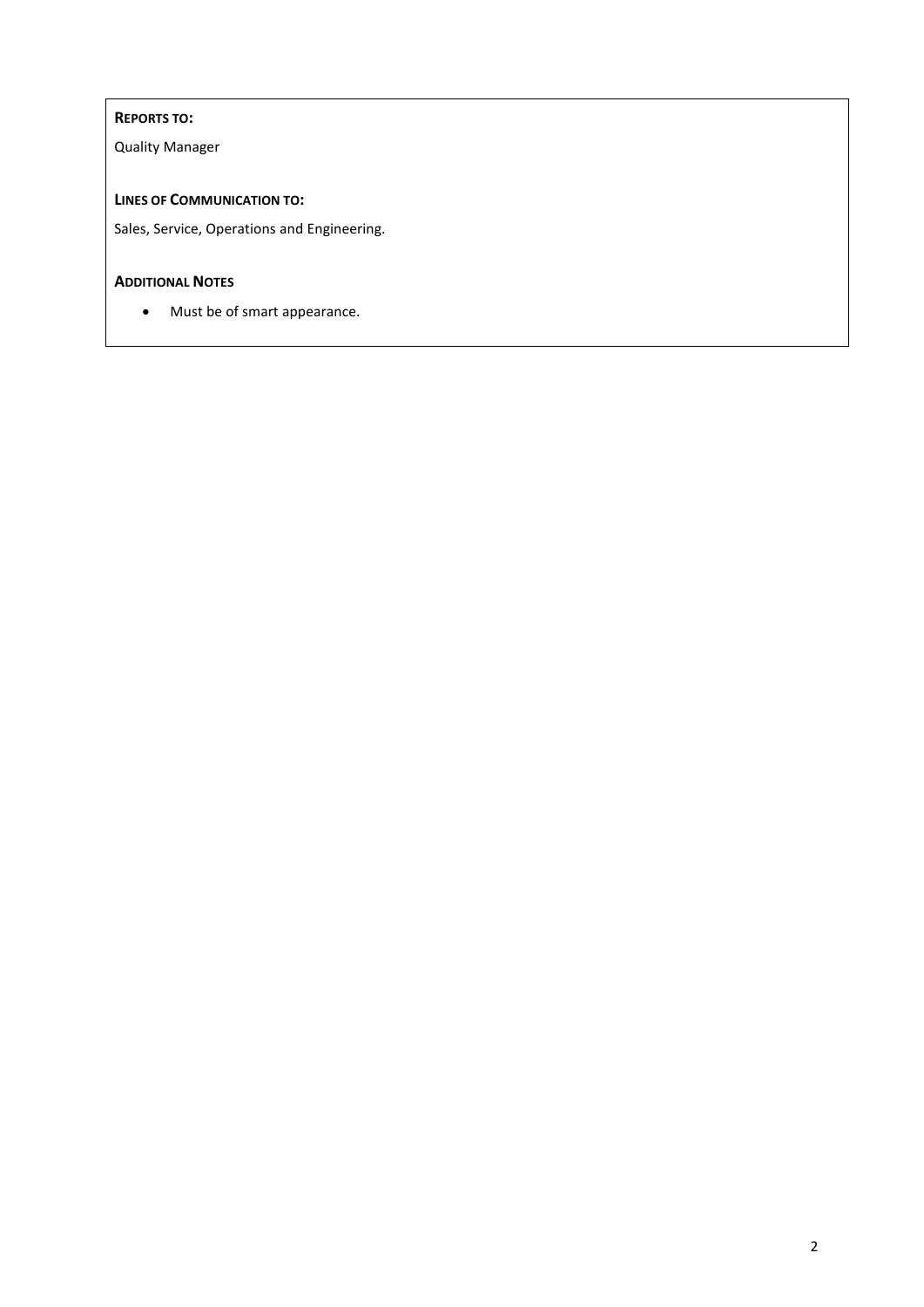**REPORTS TO:**

Quality Manager

**LINES OF COMMUNICATION TO:**

Sales, Service, Operations and Engineering.

**ADDITIONAL NOTES**

- Must be of smart appearance.